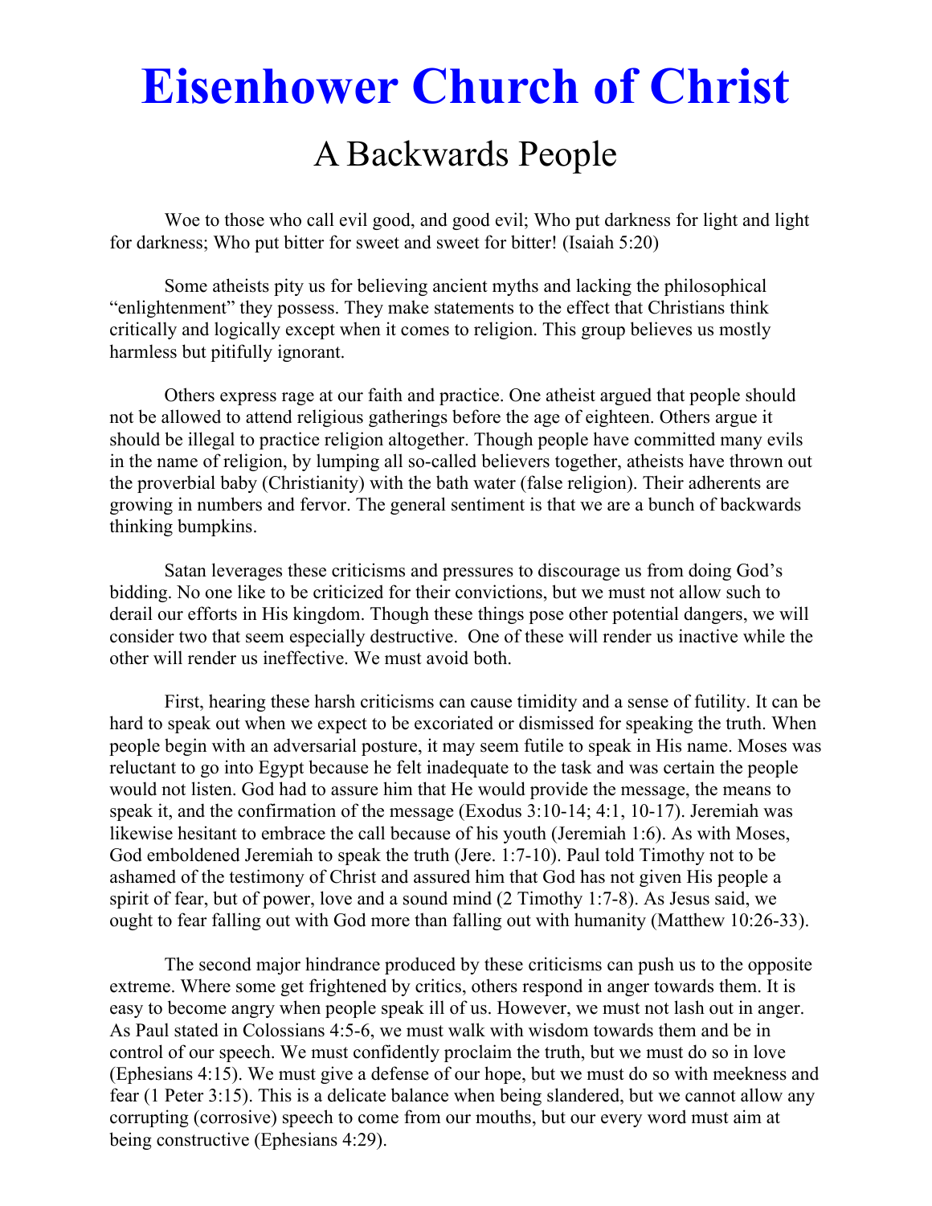# Eisenhower Church of Christ

## A Backwards People

Woe to those who call evil good, and good evil; Who put darkness for light and light for darkness; Who put bitter for sweet and sweet for bitter! (Isaiah 5:20)

Some atheists pity us for believing ancient myths and lacking the philosophical "enlightenment" they possess. They make statements to the effect that Christians think critically and logically except when it comes to religion. This group believes us mostly harmless but pitifully ignorant.

Others express rage at our faith and practice. One atheist argued that people should not be allowed to attend religious gatherings before the age of eighteen. Others argue it should be illegal to practice religion altogether. Though people have committed many evils in the name of religion, by lumping all so-called believers together, atheists have thrown out the proverbial baby (Christianity) with the bath water (false religion). Their adherents are growing in numbers and fervor. The general sentiment is that we are a bunch of backwards thinking bumpkins.

Satan leverages these criticisms and pressures to discourage us from doing God's bidding. No one like to be criticized for their convictions, but we must not allow such to derail our efforts in His kingdom. Though these things pose other potential dangers, we will consider two that seem especially destructive. One of these will render us inactive while the other will render us ineffective. We must avoid both.

First, hearing these harsh criticisms can cause timidity and a sense of futility. It can be hard to speak out when we expect to be excoriated or dismissed for speaking the truth. When people begin with an adversarial posture, it may seem futile to speak in His name. Moses was reluctant to go into Egypt because he felt inadequate to the task and was certain the people would not listen. God had to assure him that He would provide the message, the means to speak it, and the confirmation of the message (Exodus 3:10-14; 4:1, 10-17). Jeremiah was likewise hesitant to embrace the call because of his youth (Jeremiah 1:6). As with Moses, God emboldened Jeremiah to speak the truth (Jere. 1:7-10). Paul told Timothy not to be ashamed of the testimony of Christ and assured him that God has not given His people a spirit of fear, but of power, love and a sound mind (2 Timothy 1:7-8). As Jesus said, we ought to fear falling out with God more than falling out with humanity (Matthew 10:26-33).

The second major hindrance produced by these criticisms can push us to the opposite extreme. Where some get frightened by critics, others respond in anger towards them. It is easy to become angry when people speak ill of us. However, we must not lash out in anger. As Paul stated in Colossians 4:5-6, we must walk with wisdom towards them and be in control of our speech. We must confidently proclaim the truth, but we must do so in love (Ephesians 4:15). We must give a defense of our hope, but we must do so with meekness and fear (1 Peter 3:15). This is a delicate balance when being slandered, but we cannot allow any corrupting (corrosive) speech to come from our mouths, but our every word must aim at being constructive (Ephesians 4:29).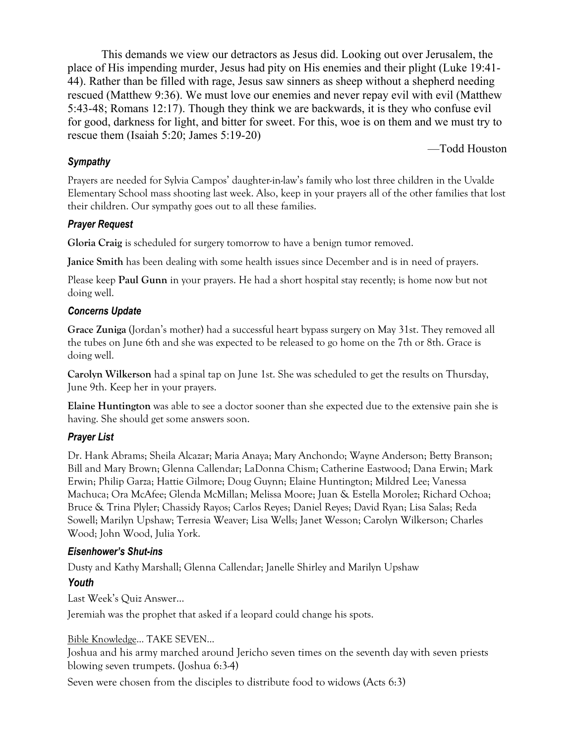This demands we view our detractors as Jesus did. Looking out over Jerusalem, the place of His impending murder, Jesus had pity on His enemies and their plight (Luke 19:41-44). Rather than be filled with rage, Jesus saw sinners as sheep without a shepherd needing rescued (Matthew 9:36). We must love our enemies and never repay evil with evil (Matthew 5:43-48; Romans 12:17). Though they think we are backwards, it is they who confuse evil for good, darkness for light, and bitter for sweet. For this, woe is on them and we must try to rescue them (Isaiah 5:20; James 5:19-20)

—Todd Houston

### *Sympathy*

Prayers are needed for Sylvia Campos' daughter-in-law's family who lost three children in the Uvalde Elementary School mass shooting last week. Also, keep in your prayers all of the other families that lost their children. Our sympathy goes out to all these families.

### *Prayer Request*

**Gloria Craig** is scheduled for surgery tomorrow to have a benign tumor removed.

**Janice Smith** has been dealing with some health issues since December and is in need of prayers.

Please keep **Paul Gunn** in your prayers. He had a short hospital stay recently; is home now but not doing well.

### *Concerns Update*

**Grace Zuniga** (Jordan's mother) had a successful heart bypass surgery on May 31st. They removed all the tubes on June 6th and she was expected to be released to go home on the 7th or 8th. Grace is doing well.

**Carolyn Wilkerson** had a spinal tap on June 1st. She was scheduled to get the results on Thursday, June 9th. Keep her in your prayers.

**Elaine Huntington** was able to see a doctor sooner than she expected due to the extensive pain she is having. She should get some answers soon.

### *Prayer List*

Dr. Hank Abrams; Sheila Alcazar; Maria Anaya; Mary Anchondo; Wayne Anderson; Betty Branson; Bill and Mary Brown; Glenna Callendar; LaDonna Chism; Catherine Eastwood; Dana Erwin; Mark Erwin; Philip Garza; Hattie Gilmore; Doug Guynn; Elaine Huntington; Mildred Lee; Vanessa Machuca; Ora McAfee; Glenda McMillan; Melissa Moore; Juan & Estella Morolez; Richard Ochoa; Bruce & Trina Plyler; Chassidy Rayos; Carlos Reyes; Daniel Reyes; David Ryan; Lisa Salas; Reda Sowell; Marilyn Upshaw; Terresia Weaver; Lisa Wells; Janet Wesson; Carolyn Wilkerson; Charles Wood; John Wood, Julia York.

### *Eisenhower's Shut-ins*

Dusty and Kathy Marshall; Glenna Callendar; Janelle Shirley and Marilyn Upshaw

### *Youth*

Last Week's Quiz Answer…

Jeremiah was the prophet that asked if a leopard could change his spots.

Bible Knowledge… TAKE SEVEN…

Joshua and his army marched around Jericho seven times on the seventh day with seven priests blowing seven trumpets. (Joshua 6:3-4)

Seven were chosen from the disciples to distribute food to widows (Acts 6:3)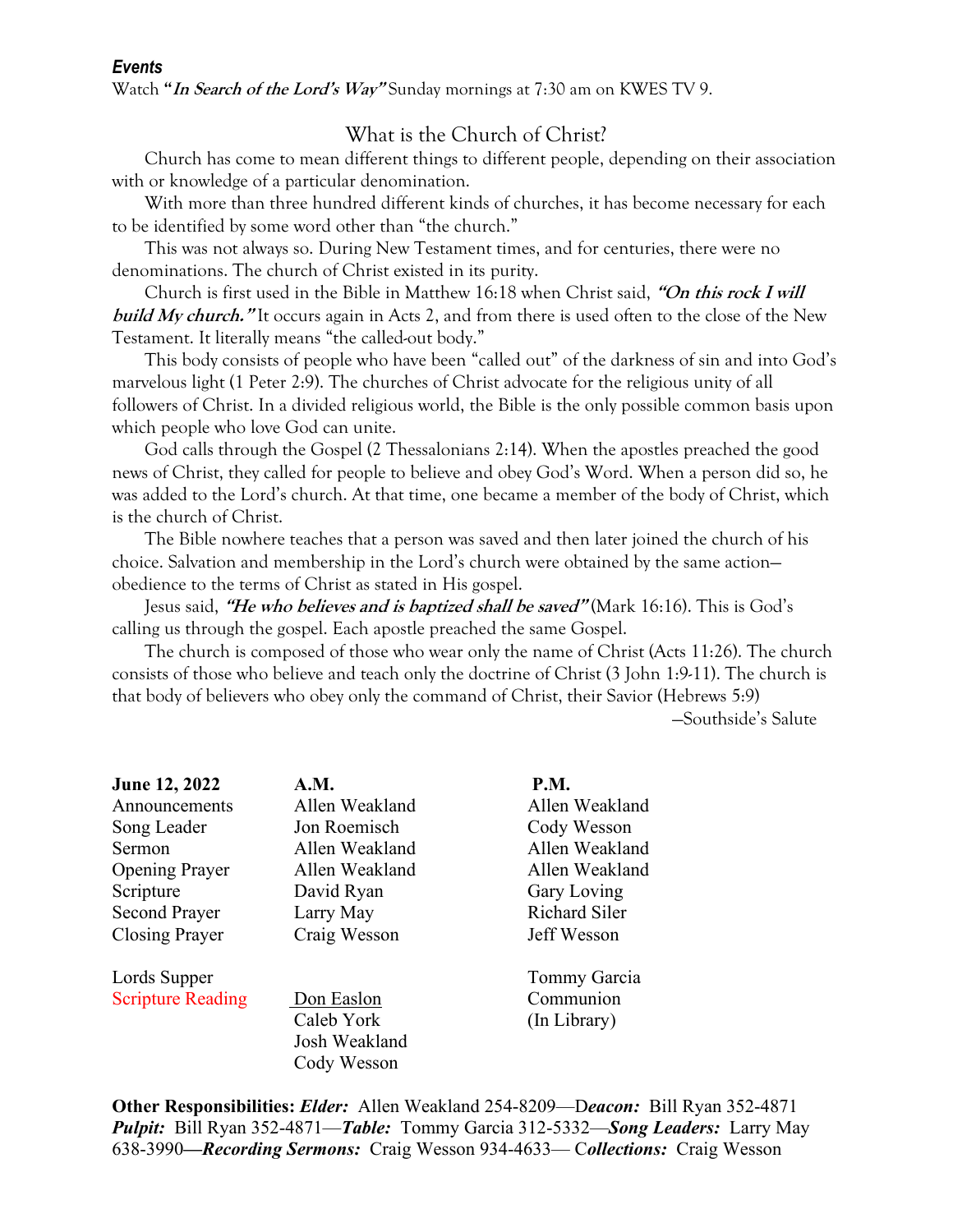### *Events*

Watch ***"In Search of the Lord's Way"*** Sunday mornings at 7:30 am on KWES TV 9.

## What is the Church of Christ?

Church has come to mean different things to different people, depending on their association with or knowledge of a particular denomination.

With more than three hundred different kinds of churches, it has become necessary for each to be identified by some word other than "the church."

This was not always so. During New Testament times, and for centuries, there were no denominations. The church of Christ existed in its purity.

Church is first used in the Bible in Matthew 16:18 when Christ said, ***"On this rock I will build My church."*** It occurs again in Acts 2, and from there is used often to the close of the New Testament. It literally means "the called-out body."

This body consists of people who have been "called out" of the darkness of sin and into God's marvelous light (1 Peter 2:9). The churches of Christ advocate for the religious unity of all followers of Christ. In a divided religious world, the Bible is the only possible common basis upon which people who love God can unite.

God calls through the Gospel (2 Thessalonians 2:14). When the apostles preached the good news of Christ, they called for people to believe and obey God's Word. When a person did so, he was added to the Lord's church. At that time, one became a member of the body of Christ, which is the church of Christ.

The Bible nowhere teaches that a person was saved and then later joined the church of his choice. Salvation and membership in the Lord's church were obtained by the same action—obedience to the terms of Christ as stated in His gospel.

Jesus said, ***"He who believes and is baptized shall be saved"*** (Mark 16:16). This is God's calling us through the gospel. Each apostle preached the same Gospel.

The church is composed of those who wear only the name of Christ (Acts 11:26). The church consists of those who believe and teach only the doctrine of Christ (3 John 1:9-11). The church is that body of believers who obey only the command of Christ, their Savior (Hebrews 5:9)

—Southside's Salute

| **June 12, 2022** | **A.M.** | **P.M.** |
|---|---|---|
| Announcements | Allen Weakland | Allen Weakland |
| Song Leader | Jon Roemisch | Cody Wesson |
| Sermon | Allen Weakland | Allen Weakland |
| Opening Prayer | Allen Weakland | Allen Weakland |
| Scripture | David Ryan | Gary Loving |
| Second Prayer | Larry May | Richard Siler |
| Closing Prayer | Craig Wesson | Jeff Wesson |
| | | |
| Lords Supper | | Tommy Garcia |
| Scripture Reading | Don Easlon | Communion |
| | Caleb York | (In Library) |
| | Josh Weakland | |
| | Cody Wesson | |

**Other Responsibilities:** ***Elder:*** Allen Weakland 254-8209—D***eacon:*** Bill Ryan 352-4871 ***Pulpit:*** Bill Ryan 352-4871—***Table:*** Tommy Garcia 312-5332—***Song Leaders:*** Larry May 638-3990**—*Recording Sermons:*** Craig Wesson 934-4633— C***ollections:*** Craig Wesson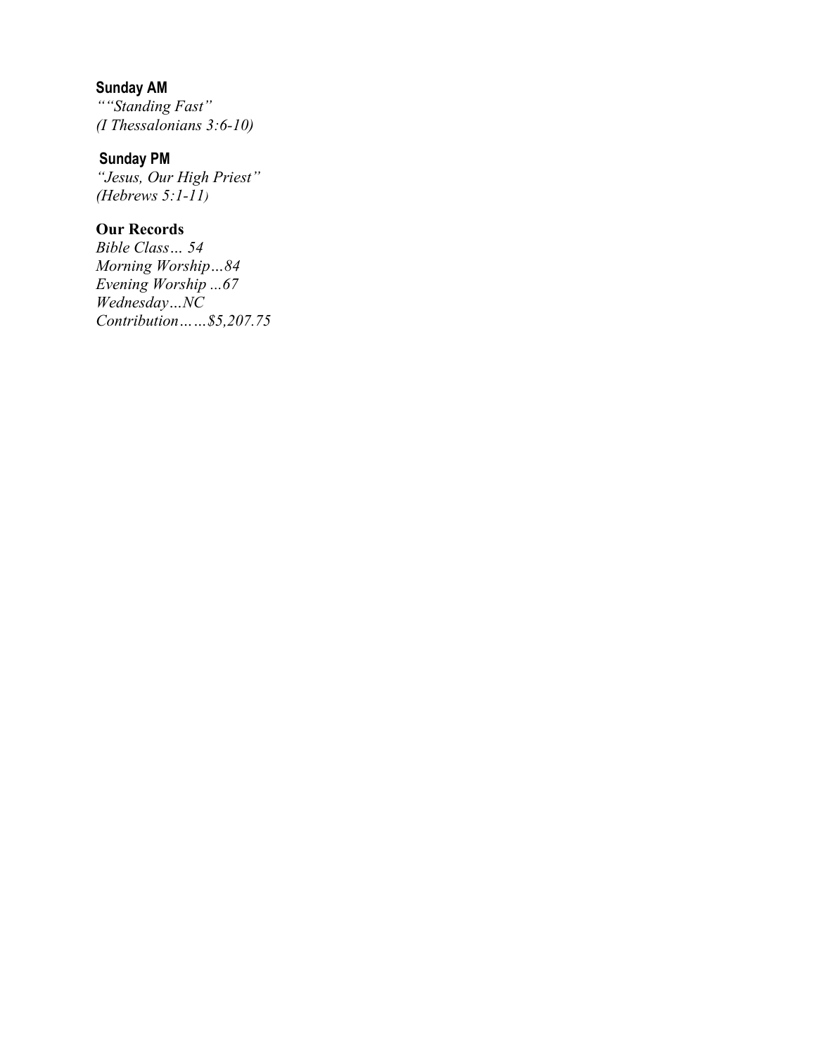**Sunday AM**

*““Standing Fast”*
*(I Thessalonians 3:6-10)*

**Sunday PM**

*“Jesus, Our High Priest”*
*(Hebrews 5:1-11)*

**Our Records**

*Bible Class… 54*
*Morning Worship…84*
*Evening Worship ...67*
*Wednesday…NC*
*Contribution……$5,207.75*